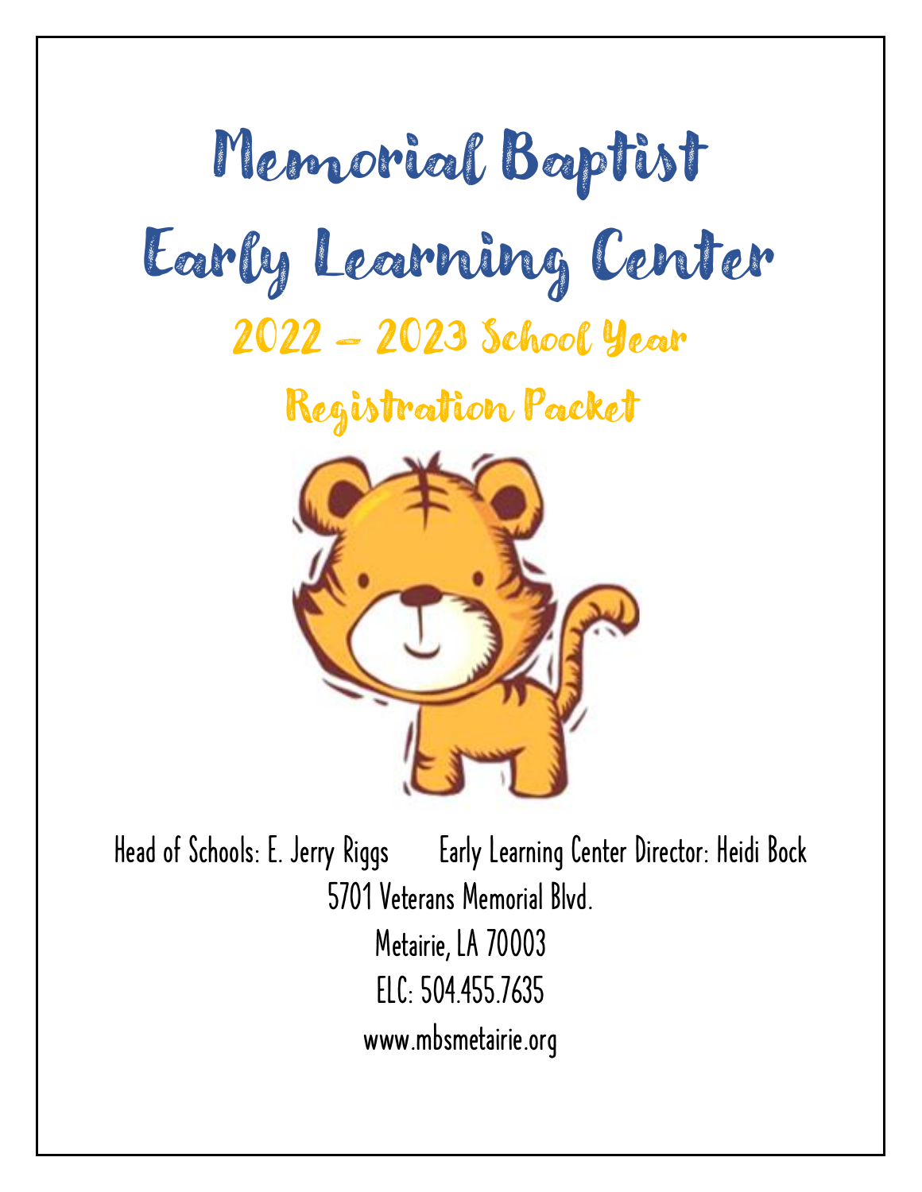# Memorial Baptist Early Learning Center

## 2022 – 2023 School Year

## Registration Packet

Head of Schools: E. Jerry Riggs    Early Learning Center Director: Heidi Bock

5701 Veterans Memorial Blvd.

Metairie, LA 70003

ELC: 504.455.7635

www.mbsmetairie.org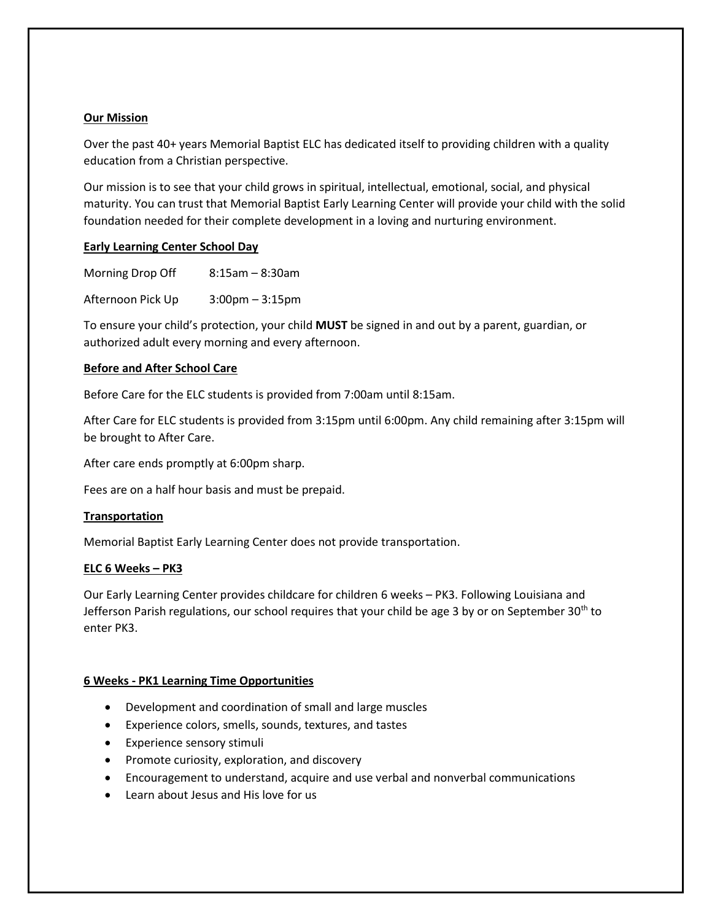## Our Mission

Over the past 40+ years Memorial Baptist ELC has dedicated itself to providing children with a quality education from a Christian perspective.

Our mission is to see that your child grows in spiritual, intellectual, emotional, social, and physical maturity. You can trust that Memorial Baptist Early Learning Center will provide your child with the solid foundation needed for their complete development in a loving and nurturing environment.

## Early Learning Center School Day

Morning Drop Off 8:15am – 8:30am

Afternoon Pick Up 3:00pm – 3:15pm

To ensure your child's protection, your child **MUST** be signed in and out by a parent, guardian, or authorized adult every morning and every afternoon.

## Before and After School Care

Before Care for the ELC students is provided from 7:00am until 8:15am.

After Care for ELC students is provided from 3:15pm until 6:00pm. Any child remaining after 3:15pm will be brought to After Care.

After care ends promptly at 6:00pm sharp.

Fees are on a half hour basis and must be prepaid.

## Transportation

Memorial Baptist Early Learning Center does not provide transportation.

## ELC 6 Weeks – PK3

Our Early Learning Center provides childcare for children 6 weeks – PK3. Following Louisiana and Jefferson Parish regulations, our school requires that your child be age 3 by or on September 30th to enter PK3.

## 6 Weeks - PK1 Learning Time Opportunities

- Development and coordination of small and large muscles
- Experience colors, smells, sounds, textures, and tastes
- Experience sensory stimuli
- Promote curiosity, exploration, and discovery
- Encouragement to understand, acquire and use verbal and nonverbal communications
- Learn about Jesus and His love for us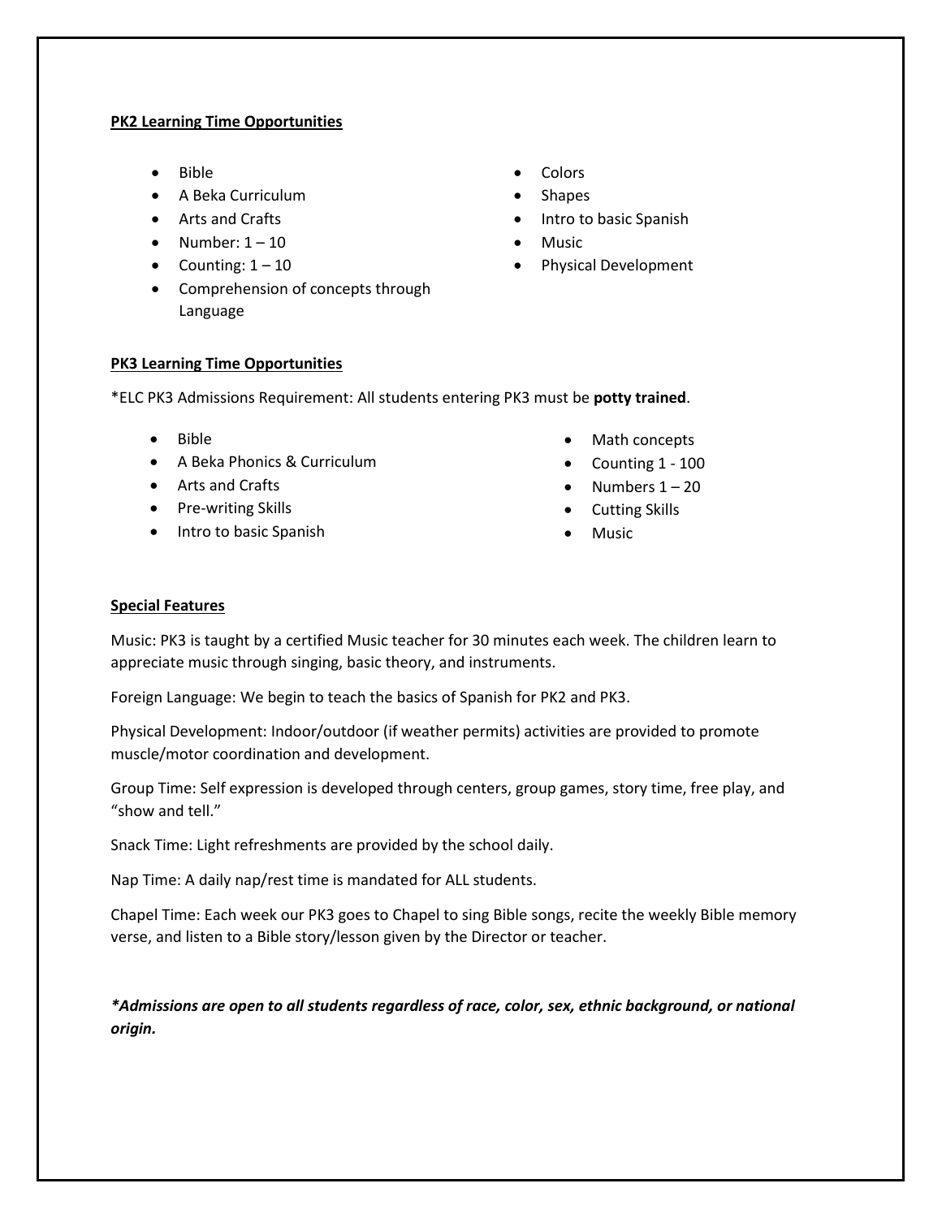**PK2 Learning Time Opportunities**

- Bible
- A Beka Curriculum
- Arts and Crafts
- Number: 1 – 10
- Counting: 1 – 10
- Comprehension of concepts through Language
- Colors
- Shapes
- Intro to basic Spanish
- Music
- Physical Development

**PK3 Learning Time Opportunities**

*ELC PK3 Admissions Requirement: All students entering PK3 must be **potty trained**.

- Bible
- A Beka Phonics & Curriculum
- Arts and Crafts
- Pre-writing Skills
- Intro to basic Spanish
- Math concepts
- Counting 1 - 100
- Numbers 1 – 20
- Cutting Skills
- Music

**Special Features**

Music: PK3 is taught by a certified Music teacher for 30 minutes each week. The children learn to appreciate music through singing, basic theory, and instruments.

Foreign Language: We begin to teach the basics of Spanish for PK2 and PK3.

Physical Development: Indoor/outdoor (if weather permits) activities are provided to promote muscle/motor coordination and development.

Group Time: Self expression is developed through centers, group games, story time, free play, and "show and tell."

Snack Time: Light refreshments are provided by the school daily.

Nap Time: A daily nap/rest time is mandated for ALL students.

Chapel Time: Each week our PK3 goes to Chapel to sing Bible songs, recite the weekly Bible memory verse, and listen to a Bible story/lesson given by the Director or teacher.

***Admissions are open to all students regardless of race, color, sex, ethnic background, or national origin.***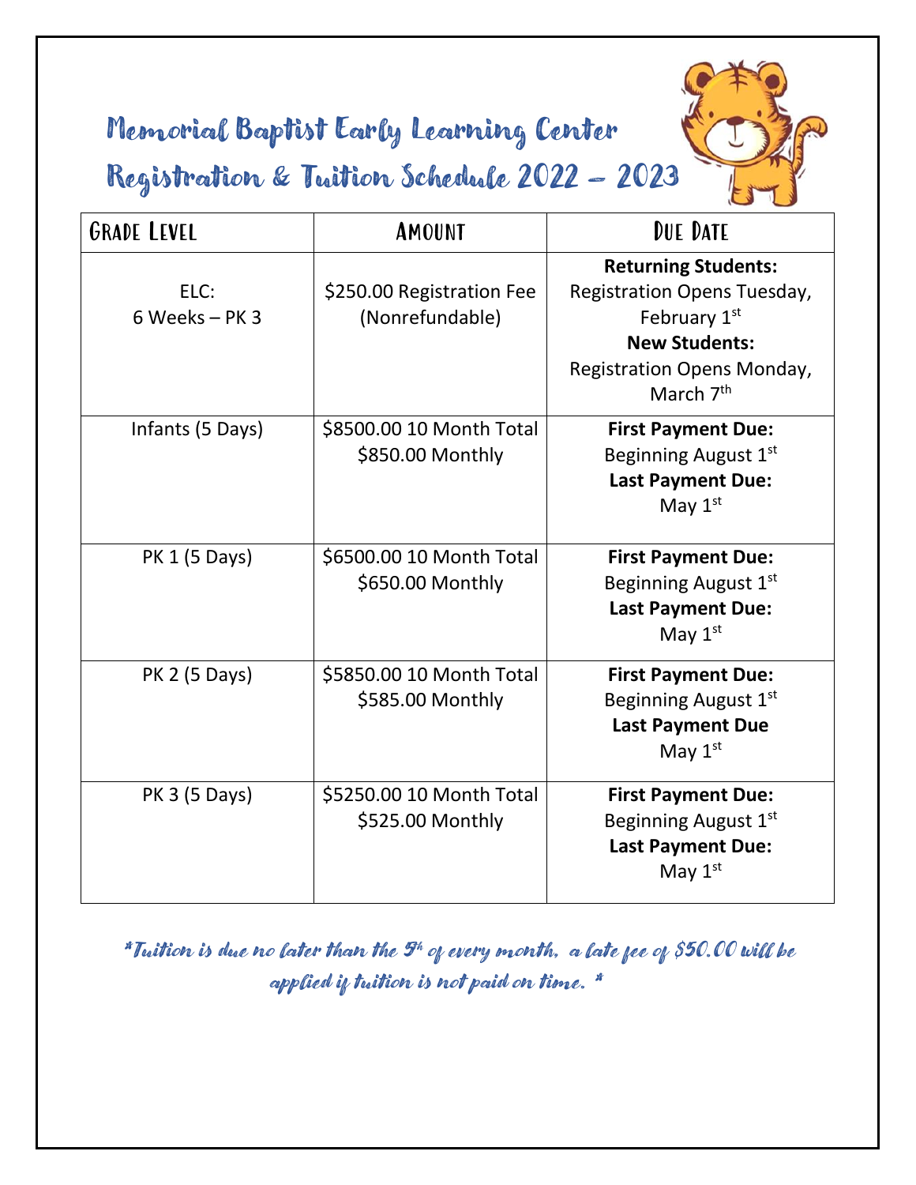# Memorial Baptist Early Learning Center
## Registration & Tuition Schedule 2022 – 2023

| Grade Level | Amount | Due Date |
|---|---|---|
| ELC: 6 Weeks – PK 3 | $250.00 Registration Fee (Nonrefundable) | **Returning Students:** Registration Opens Tuesday, February 1st **New Students:** Registration Opens Monday, March 7th |
| Infants (5 Days) | $8500.00 10 Month Total $850.00 Monthly | **First Payment Due:** Beginning August 1st **Last Payment Due:** May 1st |
| PK 1 (5 Days) | $6500.00 10 Month Total $650.00 Monthly | **First Payment Due:** Beginning August 1st **Last Payment Due:** May 1st |
| PK 2 (5 Days) | $5850.00 10 Month Total $585.00 Monthly | **First Payment Due:** Beginning August 1st **Last Payment Due** May 1st |
| PK 3 (5 Days) | $5250.00 10 Month Total $525.00 Monthly | **First Payment Due:** Beginning August 1st **Last Payment Due:** May 1st |

*\*Tuition is due no later than the 5th of every month, a late fee of $50.00 will be applied if tuition is not paid on time. \**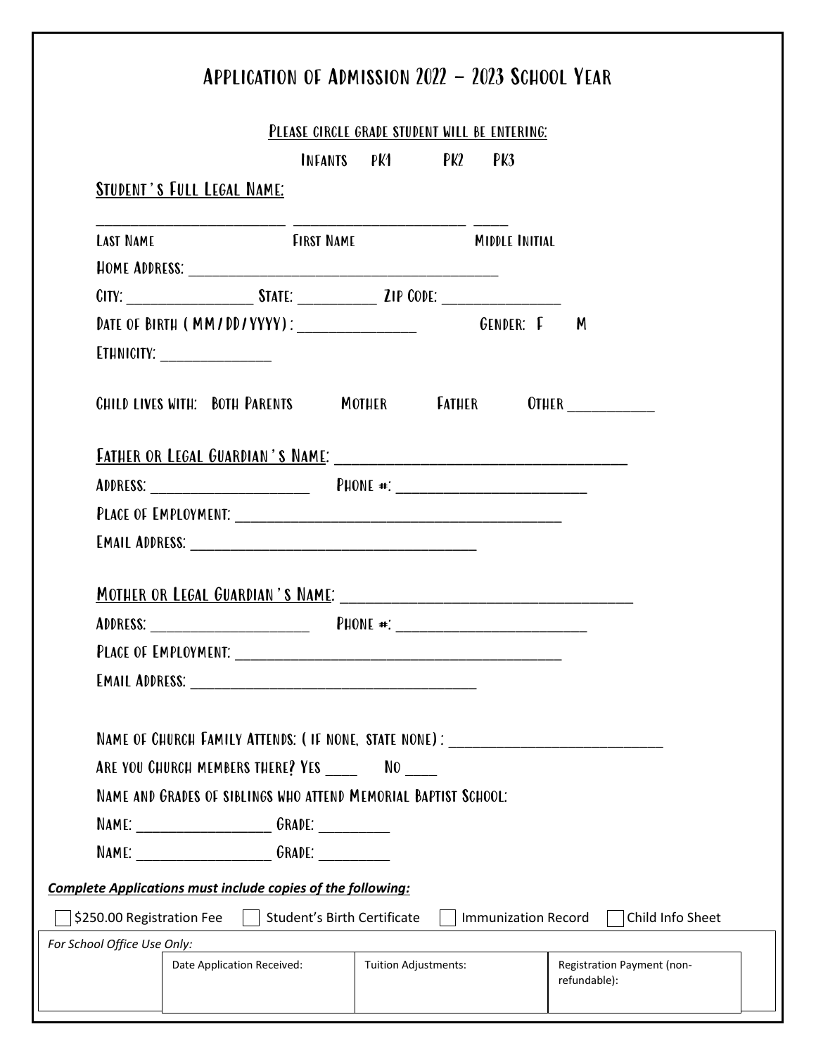# Application of Admission 2022 – 2023 School Year

Please circle grade student will be entering:

Infants PK1 PK2 PK3

**Student's Full Legal Name:**

________________________ ______________________ ____

Last Name First Name Middle Initial

Home Address: _______________________________________

City: ________________ State: __________ Zip Code: _______________

Date of Birth (MM/DD/YYYY): ______________ Gender: F M

Ethnicity: ______________

Child lives with: Both Parents Mother Father Other ___________

**Father or Legal Guardian's Name:** _____________________________________

Address: ____________________ Phone #: ________________________

Place of Employment: __________________________________________

Email Address: ____________________________________

**Mother or Legal Guardian's Name:** _____________________________________

Address: ____________________ Phone #: ________________________

Place of Employment: __________________________________________

Email Address: ____________________________________

Name of Church Family Attends: (if none, state none): ___________________________

Are you church members there? Yes ____ No ____

Name and Grades of siblings who attend Memorial Baptist School:

Name: _________________ Grade: _________

Name: _________________ Grade: _________

***Complete Applications must include copies of the following:***

- [ ] $250.00 Registration Fee
- [ ] Student's Birth Certificate
- [ ] Immunization Record
- [ ] Child Info Sheet

*For School Office Use Only:*

| Date Application Received: | Tuition Adjustments: | Registration Payment (non-refundable): |
| --- | --- | --- |
| | | |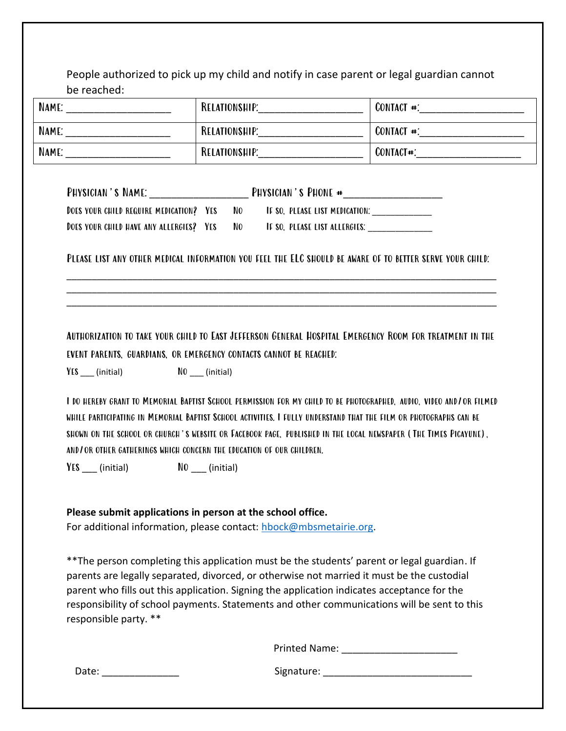People authorized to pick up my child and notify in case parent or legal guardian cannot be reached:

| Name: __________________ | Relationship:__________________ | Contact #:__________________ |
|---|---|---|
| Name: __________________ | Relationship:__________________ | Contact #:__________________ |
| Name: __________________ | Relationship:__________________ | Contact#:__________________ |

Physician's Name: __________________ Physician's Phone #__________________

Does your child require medication? Yes No If so, please list medication: ____________

Does your child have any allergies? Yes No If so, please list allergies: _____________

Please list any other medical information you feel the ELC should be aware of to better serve your child:

________________________________________________________________________________
________________________________________________________________________________
________________________________________________________________________________

Authorization to take your child to East Jefferson General Hospital Emergency Room for treatment in the event parents, guardians, or emergency contacts cannot be reached:

Yes ___ (initial) No ___ (initial)

I do hereby grant to Memorial Baptist School permission for my child to be photographed, audio, video and/or filmed while participating in Memorial Baptist School activities. I fully understand that the film or photographs can be shown on the school or church's website or Facebook page, published in the local newspaper (The Times Picayune), and/or other gatherings which concern the education of our children.

Yes ___ (initial) No ___ (initial)

**Please submit applications in person at the school office.**

For additional information, please contact: hbock@mbsmetairie.org.

**The person completing this application must be the students' parent or legal guardian. If parents are legally separated, divorced, or otherwise not married it must be the custodial parent who fills out this application. Signing the application indicates acceptance for the responsibility of school payments. Statements and other communications will be sent to this responsible party. **

Printed Name: _____________________

Date: ______________ Signature: ___________________________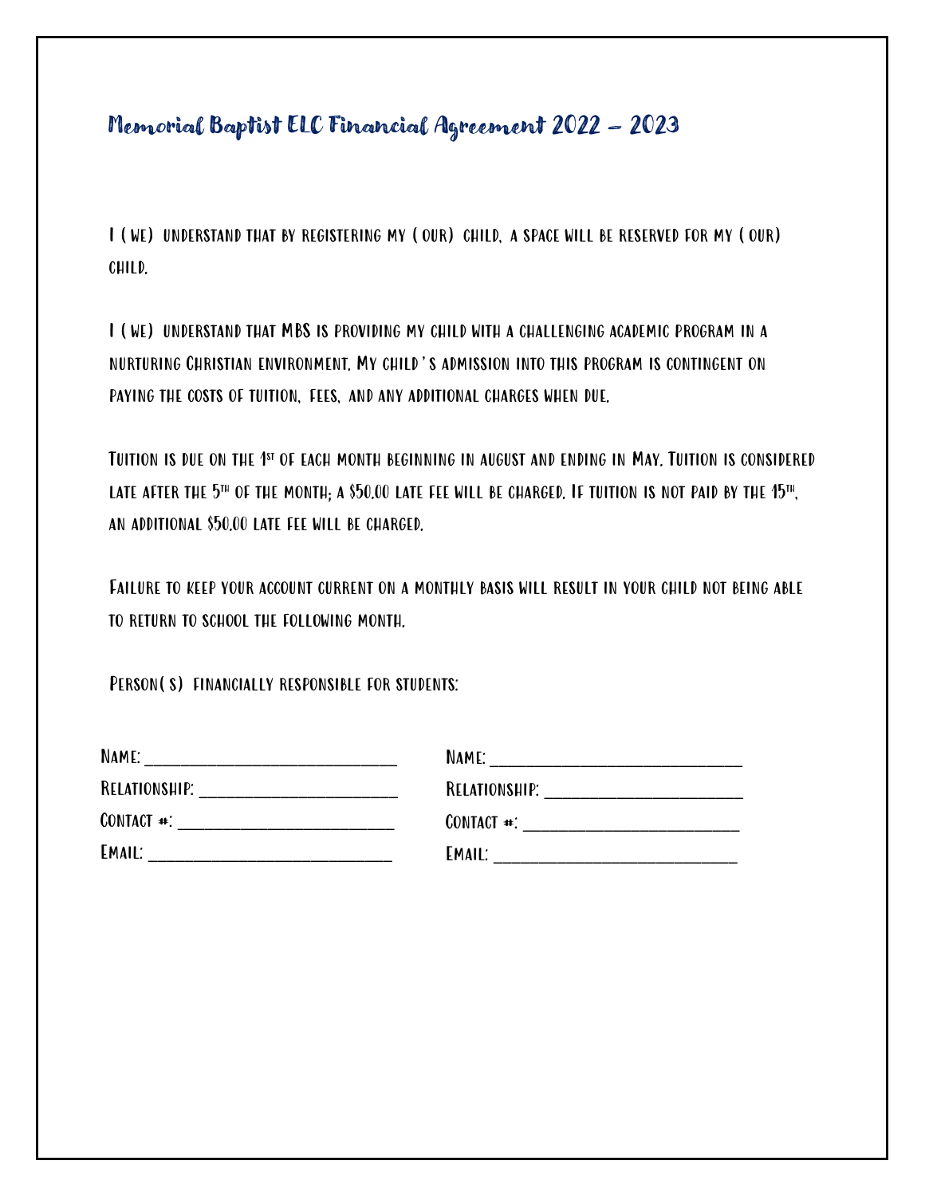# Memorial Baptist ELC Financial Agreement 2022 – 2023

I (WE) UNDERSTAND THAT BY REGISTERING MY (OUR) CHILD, A SPACE WILL BE RESERVED FOR MY (OUR) CHILD.

I (WE) UNDERSTAND THAT MBS IS PROVIDING MY CHILD WITH A CHALLENGING ACADEMIC PROGRAM IN A NURTURING CHRISTIAN ENVIRONMENT. MY CHILD'S ADMISSION INTO THIS PROGRAM IS CONTINGENT ON PAYING THE COSTS OF TUITION, FEES, AND ANY ADDITIONAL CHARGES WHEN DUE.

TUITION IS DUE ON THE 1ST OF EACH MONTH BEGINNING IN AUGUST AND ENDING IN MAY. TUITION IS CONSIDERED LATE AFTER THE 5TH OF THE MONTH; A $50.00 LATE FEE WILL BE CHARGED. IF TUITION IS NOT PAID BY THE 15TH, AN ADDITIONAL $50.00 LATE FEE WILL BE CHARGED.

FAILURE TO KEEP YOUR ACCOUNT CURRENT ON A MONTHLY BASIS WILL RESULT IN YOUR CHILD NOT BEING ABLE TO RETURN TO SCHOOL THE FOLLOWING MONTH.

PERSON(S) FINANCIALLY RESPONSIBLE FOR STUDENTS:

NAME: ______________________________
RELATIONSHIP: ______________________
CONTACT #: _________________________
EMAIL: _____________________________

NAME: ______________________________
RELATIONSHIP: ______________________
CONTACT #: _________________________
EMAIL: _____________________________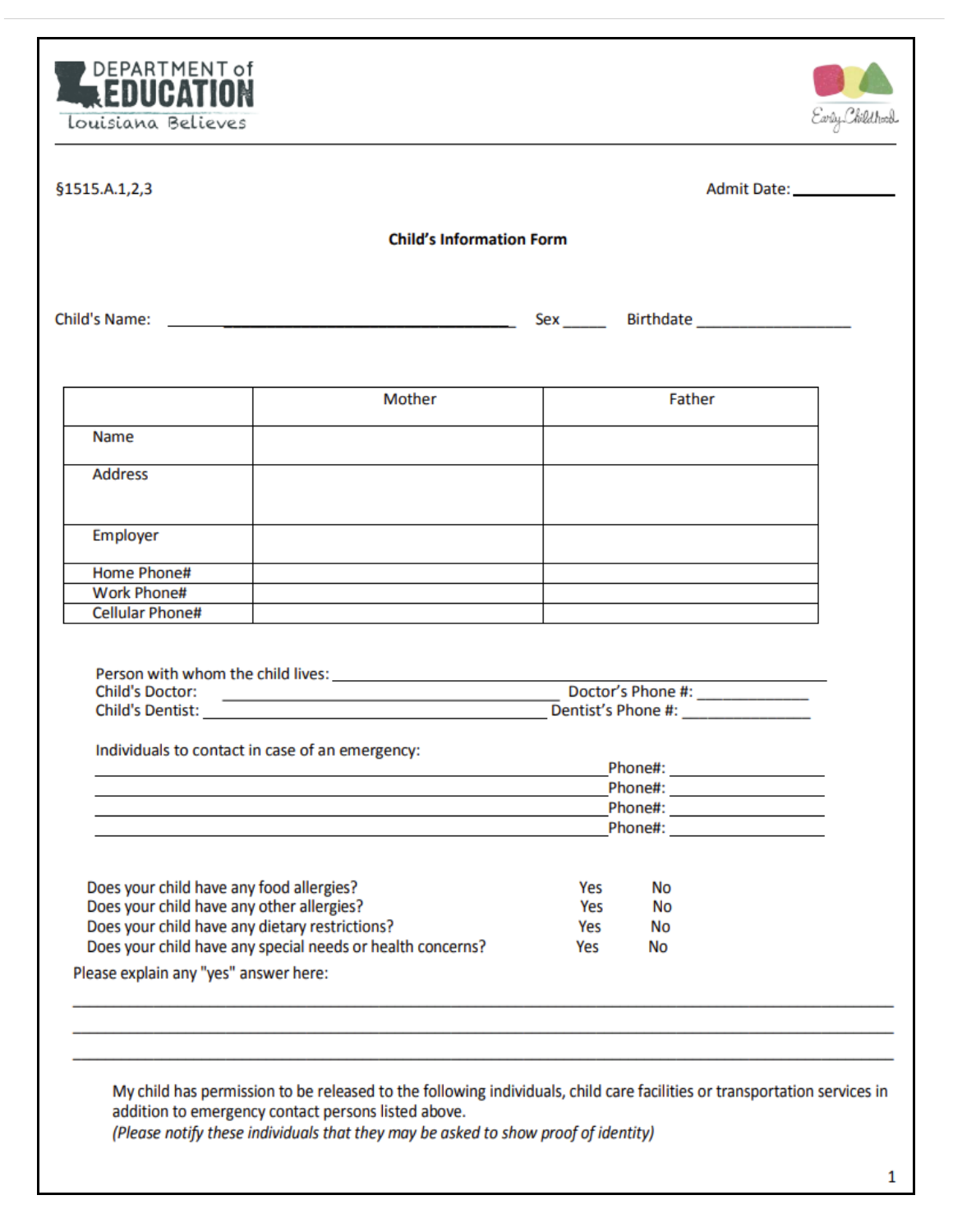DEPARTMENT of EDUCATION
Louisiana Believes

Early Childhood

§1515.A.1,2,3

Admit Date: ___________

**Child's Information Form**

Child's Name: ________________________________ Sex _____ Birthdate _______________

| | Mother | Father |
|---|---|---|
| Name | | |
| Address | | |
| Employer | | |
| Home Phone# | | |
| Work Phone# | | |
| Cellular Phone# | | |

Person with whom the child lives: ______________________________________________
Child's Doctor: ______________________________ Doctor's Phone #: ____________
Child's Dentist: ______________________________ Dentist's Phone #: ____________

Individuals to contact in case of an emergency:

_____________________________________________ Phone#: ________________
_____________________________________________ Phone#: ________________
_____________________________________________ Phone#: ________________
_____________________________________________ Phone#: ________________

Does your child have any food allergies? Yes No
Does your child have any other allergies? Yes No
Does your child have any dietary restrictions? Yes No
Does your child have any special needs or health concerns? Yes No

Please explain any "yes" answer here:

_____________________________________________________________________________
_____________________________________________________________________________
_____________________________________________________________________________

My child has permission to be released to the following individuals, child care facilities or transportation services in addition to emergency contact persons listed above.
*(Please notify these individuals that they may be asked to show proof of identity)*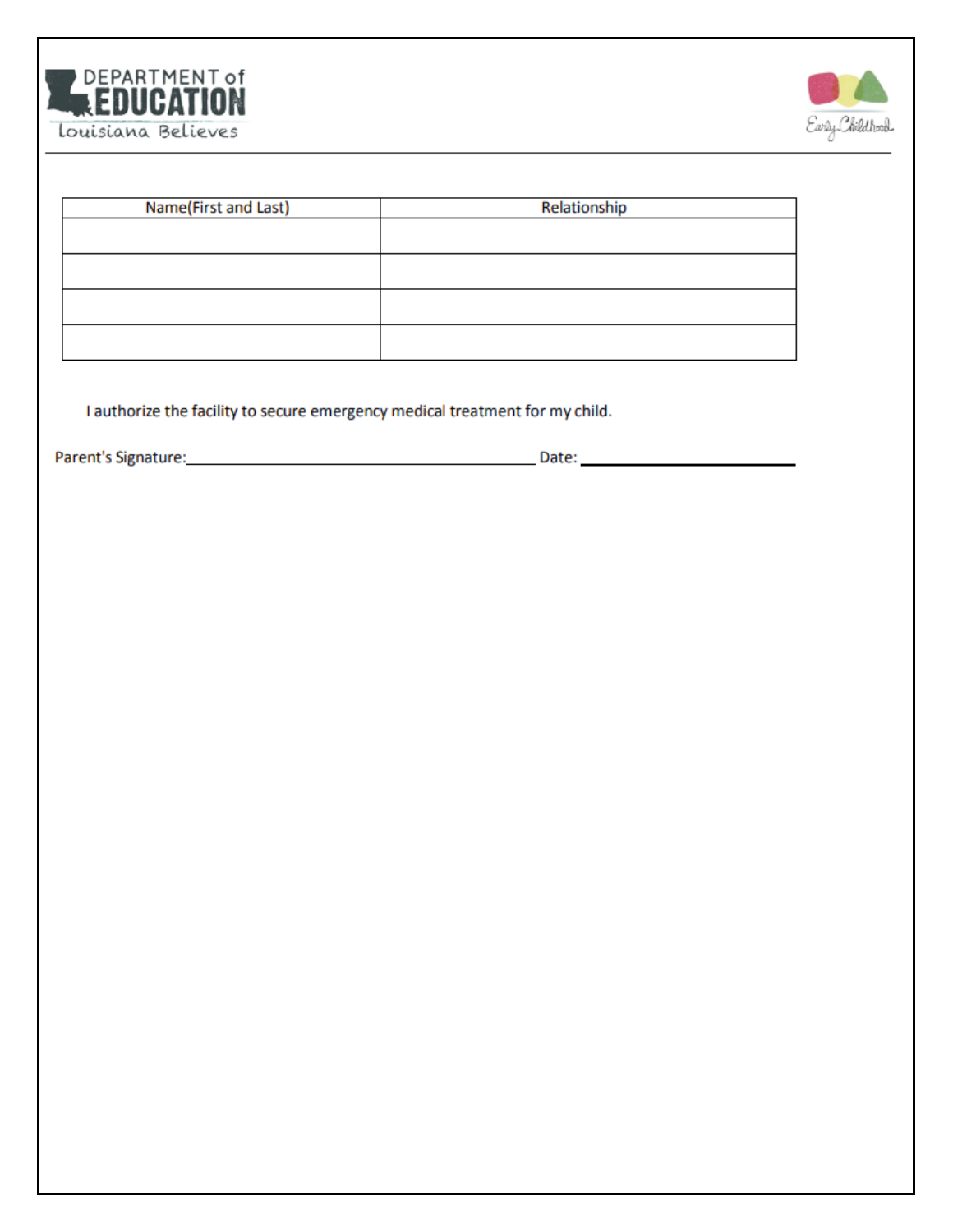| Name(First and Last) | Relationship |
| --- | --- |
| | |
| | |
| | |
| | |

I authorize the facility to secure emergency medical treatment for my child.

Parent's Signature:_______________________________________ Date: ________________________